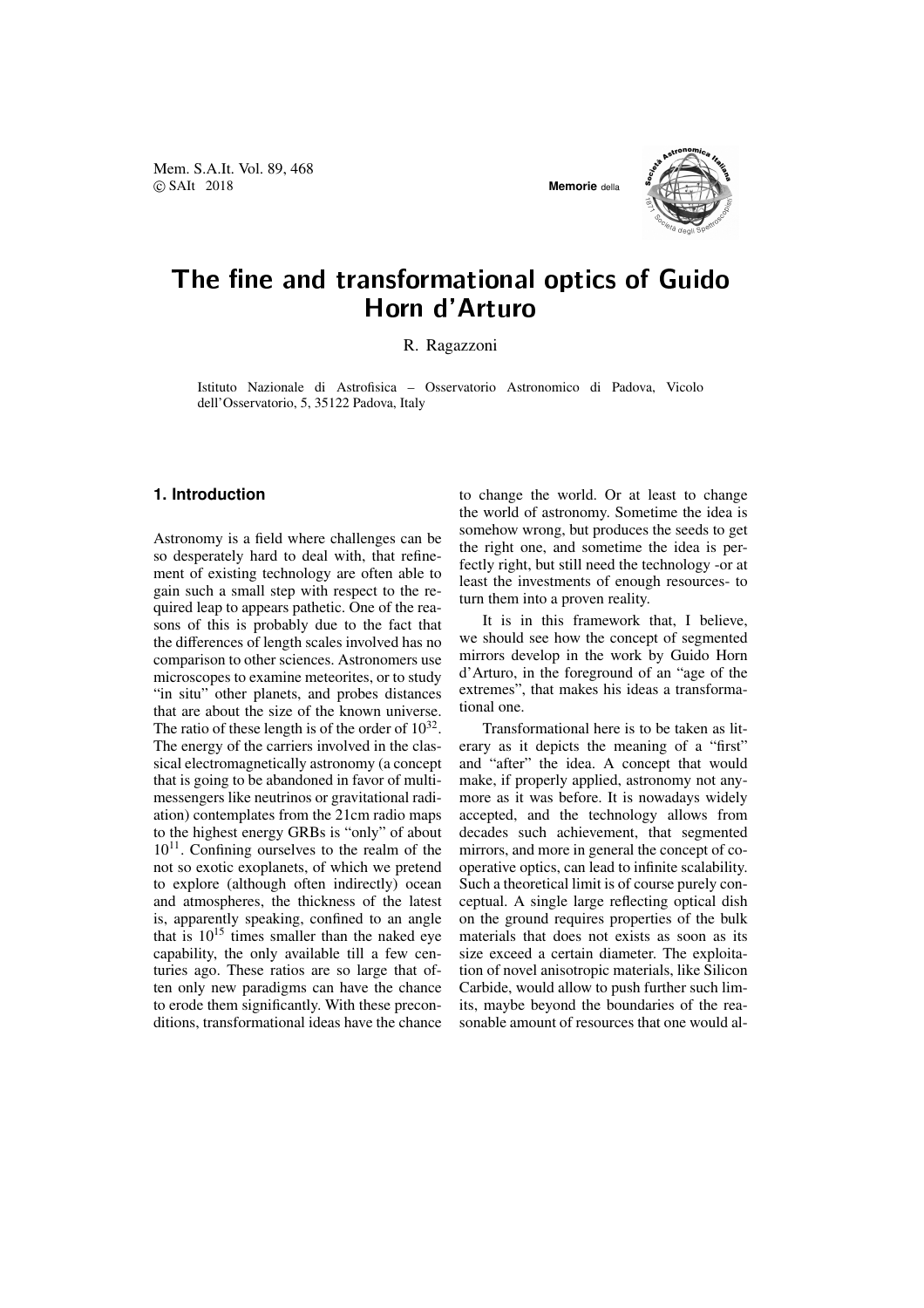# The fine and transformational optics of Guido Horn d'Arturo

R. Ragazzoni

Istituto Nazionale di Astrofisica – Osservatorio Astronomico di Padova, Vicolo dell'Osservatorio, 5, 35122 Padova, Italy

## 1. Introduction

Astronomy is a field where challenges can be so desperately hard to deal with, that refinement of existing technology are often able to gain such a small step with respect to the required leap to appears pathetic. One of the reasons of this is probably due to the fact that the differences of length scales involved has no comparison to other sciences. Astronomers use microscopes to examine meteorites, or to study "in situ" other planets, and probes distances that are about the size of the known universe. The ratio of these length is of the order of $10^{32}$. The energy of the carriers involved in the classical electromagnetically astronomy (a concept that is going to be abandoned in favor of multimessengers like neutrinos or gravitational radiation) contemplates from the 21cm radio maps to the highest energy GRBs is "only" of about $10^{11}$. Confining ourselves to the realm of the not so exotic exoplanets, of which we pretend to explore (although often indirectly) ocean and atmospheres, the thickness of the latest is, apparently speaking, confined to an angle that is $10^{15}$ times smaller than the naked eye capability, the only available till a few centuries ago. These ratios are so large that often only new paradigms can have the chance to erode them significantly. With these preconditions, transformational ideas have the chance to change the world. Or at least to change the world of astronomy. Sometime the idea is somehow wrong, but produces the seeds to get the right one, and sometime the idea is perfectly right, but still need the technology -or at least the investments of enough resources- to turn them into a proven reality.

It is in this framework that, I believe, we should see how the concept of segmented mirrors develop in the work by Guido Horn d'Arturo, in the foreground of an "age of the extremes", that makes his ideas a transformational one.

Transformational here is to be taken as literary as it depicts the meaning of a "first" and "after" the idea. A concept that would make, if properly applied, astronomy not anymore as it was before. It is nowadays widely accepted, and the technology allows from decades such achievement, that segmented mirrors, and more in general the concept of cooperative optics, can lead to infinite scalability. Such a theoretical limit is of course purely conceptual. A single large reflecting optical dish on the ground requires properties of the bulk materials that does not exists as soon as its size exceed a certain diameter. The exploitation of novel anisotropic materials, like Silicon Carbide, would allow to push further such limits, maybe beyond the boundaries of the reasonable amount of resources that one would al-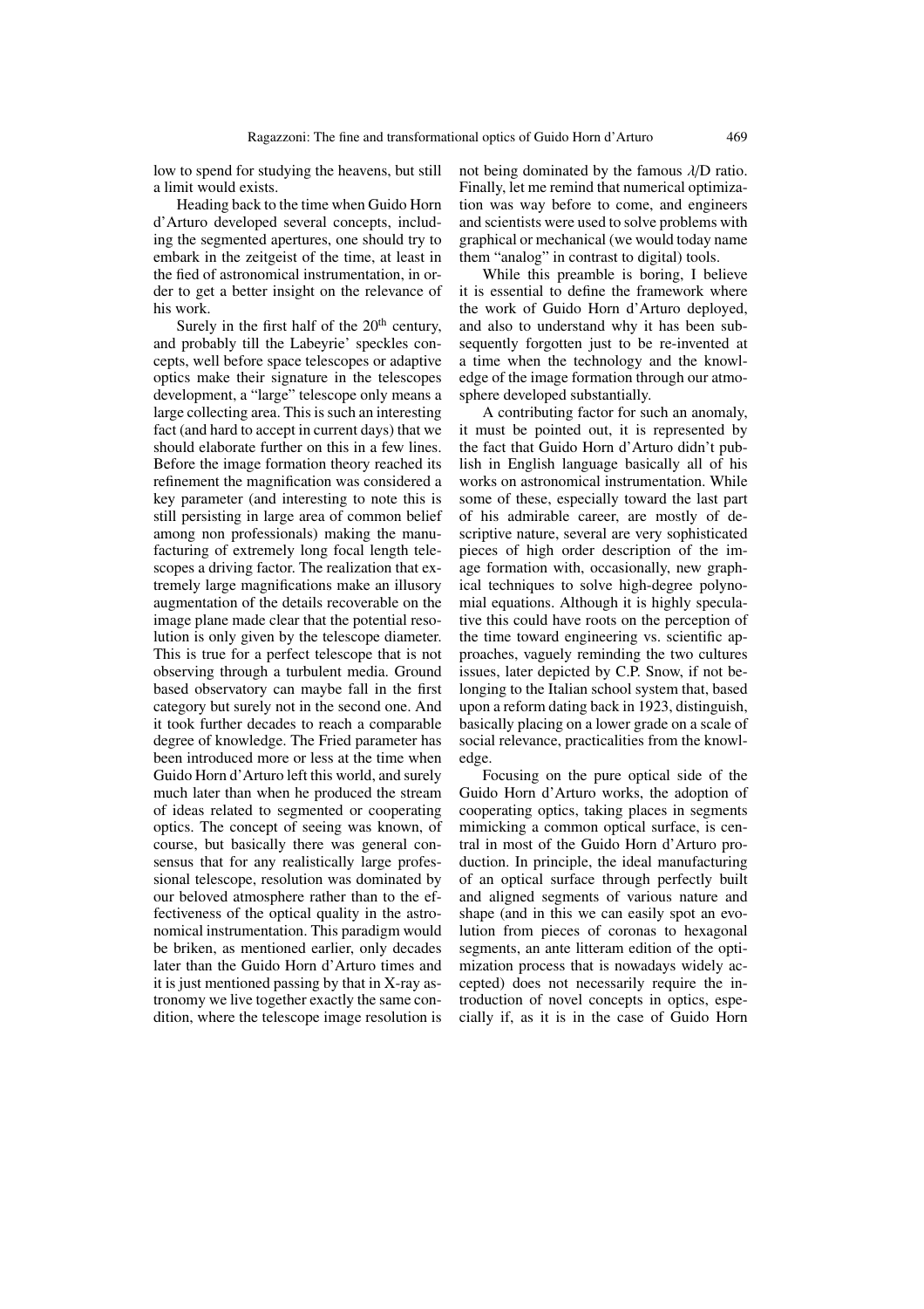low to spend for studying the heavens, but still a limit would exists.

Heading back to the time when Guido Horn d'Arturo developed several concepts, including the segmented apertures, one should try to embark in the zeitgeist of the time, at least in the fied of astronomical instrumentation, in order to get a better insight on the relevance of his work.

Surely in the first half of the 20[th] century, and probably till the Labeyrie' speckles concepts, well before space telescopes or adaptive optics make their signature in the telescopes development, a "large" telescope only means a large collecting area. This is such an interesting fact (and hard to accept in current days) that we should elaborate further on this in a few lines. Before the image formation theory reached its refinement the magnification was considered a key parameter (and interesting to note this is still persisting in large area of common belief among non professionals) making the manufacturing of extremely long focal length telescopes a driving factor. The realization that extremely large magnifications make an illusory augmentation of the details recoverable on the image plane made clear that the potential resolution is only given by the telescope diameter. This is true for a perfect telescope that is not observing through a turbulent media. Ground based observatory can maybe fall in the first category but surely not in the second one. And it took further decades to reach a comparable degree of knowledge. The Fried parameter has been introduced more or less at the time when Guido Horn d'Arturo left this world, and surely much later than when he produced the stream of ideas related to segmented or cooperating optics. The concept of seeing was known, of course, but basically there was general consensus that for any realistically large professional telescope, resolution was dominated by our beloved atmosphere rather than to the effectiveness of the optical quality in the astronomical instrumentation. This paradigm would be briken, as mentioned earlier, only decades later than the Guido Horn d'Arturo times and it is just mentioned passing by that in X-ray astronomy we live together exactly the same condition, where the telescope image resolution is not being dominated by the famous $\lambda$/D ratio. Finally, let me remind that numerical optimization was way before to come, and engineers and scientists were used to solve problems with graphical or mechanical (we would today name them "analog" in contrast to digital) tools.

While this preamble is boring, I believe it is essential to define the framework where the work of Guido Horn d'Arturo deployed, and also to understand why it has been subsequently forgotten just to be re-invented at a time when the technology and the knowledge of the image formation through our atmosphere developed substantially.

A contributing factor for such an anomaly, it must be pointed out, it is represented by the fact that Guido Horn d'Arturo didn't publish in English language basically all of his works on astronomical instrumentation. While some of these, especially toward the last part of his admirable career, are mostly of descriptive nature, several are very sophisticated pieces of high order description of the image formation with, occasionally, new graphical techniques to solve high-degree polynomial equations. Although it is highly speculative this could have roots on the perception of the time toward engineering vs. scientific approaches, vaguely reminding the two cultures issues, later depicted by C.P. Snow, if not belonging to the Italian school system that, based upon a reform dating back in 1923, distinguish, basically placing on a lower grade on a scale of social relevance, practicalities from the knowledge.

Focusing on the pure optical side of the Guido Horn d'Arturo works, the adoption of cooperating optics, taking places in segments mimicking a common optical surface, is central in most of the Guido Horn d'Arturo production. In principle, the ideal manufacturing of an optical surface through perfectly built and aligned segments of various nature and shape (and in this we can easily spot an evolution from pieces of coronas to hexagonal segments, an ante litteram edition of the optimization process that is nowadays widely accepted) does not necessarily require the introduction of novel concepts in optics, especially if, as it is in the case of Guido Horn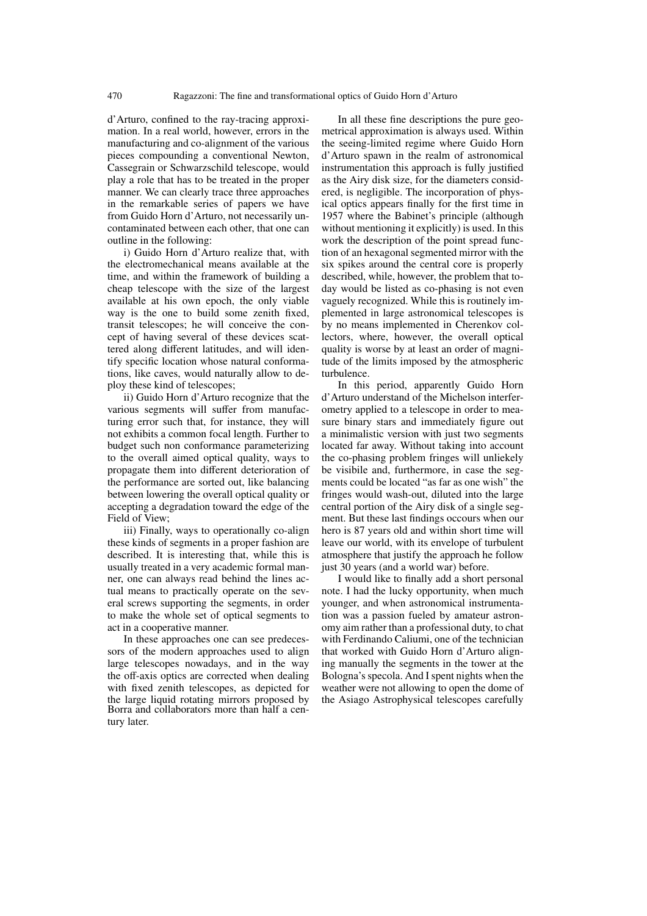d'Arturo, confined to the ray-tracing approximation. In a real world, however, errors in the manufacturing and co-alignment of the various pieces compounding a conventional Newton, Cassegrain or Schwarzschild telescope, would play a role that has to be treated in the proper manner. We can clearly trace three approaches in the remarkable series of papers we have from Guido Horn d'Arturo, not necessarily uncontaminated between each other, that one can outline in the following:

i) Guido Horn d'Arturo realize that, with the electromechanical means available at the time, and within the framework of building a cheap telescope with the size of the largest available at his own epoch, the only viable way is the one to build some zenith fixed, transit telescopes; he will conceive the concept of having several of these devices scattered along different latitudes, and will identify specific location whose natural conformations, like caves, would naturally allow to deploy these kind of telescopes;

ii) Guido Horn d'Arturo recognize that the various segments will suffer from manufacturing error such that, for instance, they will not exhibits a common focal length. Further to budget such non conformance parameterizing to the overall aimed optical quality, ways to propagate them into different deterioration of the performance are sorted out, like balancing between lowering the overall optical quality or accepting a degradation toward the edge of the Field of View;

iii) Finally, ways to operationally co-align these kinds of segments in a proper fashion are described. It is interesting that, while this is usually treated in a very academic formal manner, one can always read behind the lines actual means to practically operate on the several screws supporting the segments, in order to make the whole set of optical segments to act in a cooperative manner.

In these approaches one can see predecessors of the modern approaches used to align large telescopes nowadays, and in the way the off-axis optics are corrected when dealing with fixed zenith telescopes, as depicted for the large liquid rotating mirrors proposed by Borra and collaborators more than half a century later.

In all these fine descriptions the pure geometrical approximation is always used. Within the seeing-limited regime where Guido Horn d'Arturo spawn in the realm of astronomical instrumentation this approach is fully justified as the Airy disk size, for the diameters considered, is negligible. The incorporation of physical optics appears finally for the first time in 1957 where the Babinet's principle (although without mentioning it explicitly) is used. In this work the description of the point spread function of an hexagonal segmented mirror with the six spikes around the central core is properly described, while, however, the problem that today would be listed as co-phasing is not even vaguely recognized. While this is routinely implemented in large astronomical telescopes is by no means implemented in Cherenkov collectors, where, however, the overall optical quality is worse by at least an order of magnitude of the limits imposed by the atmospheric turbulence.

In this period, apparently Guido Horn d'Arturo understand of the Michelson interferometry applied to a telescope in order to measure binary stars and immediately figure out a minimalistic version with just two segments located far away. Without taking into account the co-phasing problem fringes will unliekely be visibile and, furthermore, in case the segments could be located "as far as one wish" the fringes would wash-out, diluted into the large central portion of the Airy disk of a single segment. But these last findings occours when our hero is 87 years old and within short time will leave our world, with its envelope of turbulent atmosphere that justify the approach he follow just 30 years (and a world war) before.

I would like to finally add a short personal note. I had the lucky opportunity, when much younger, and when astronomical instrumentation was a passion fueled by amateur astronomy aim rather than a professional duty, to chat with Ferdinando Caliumi, one of the technician that worked with Guido Horn d'Arturo aligning manually the segments in the tower at the Bologna's specola. And I spent nights when the weather were not allowing to open the dome of the Asiago Astrophysical telescopes carefully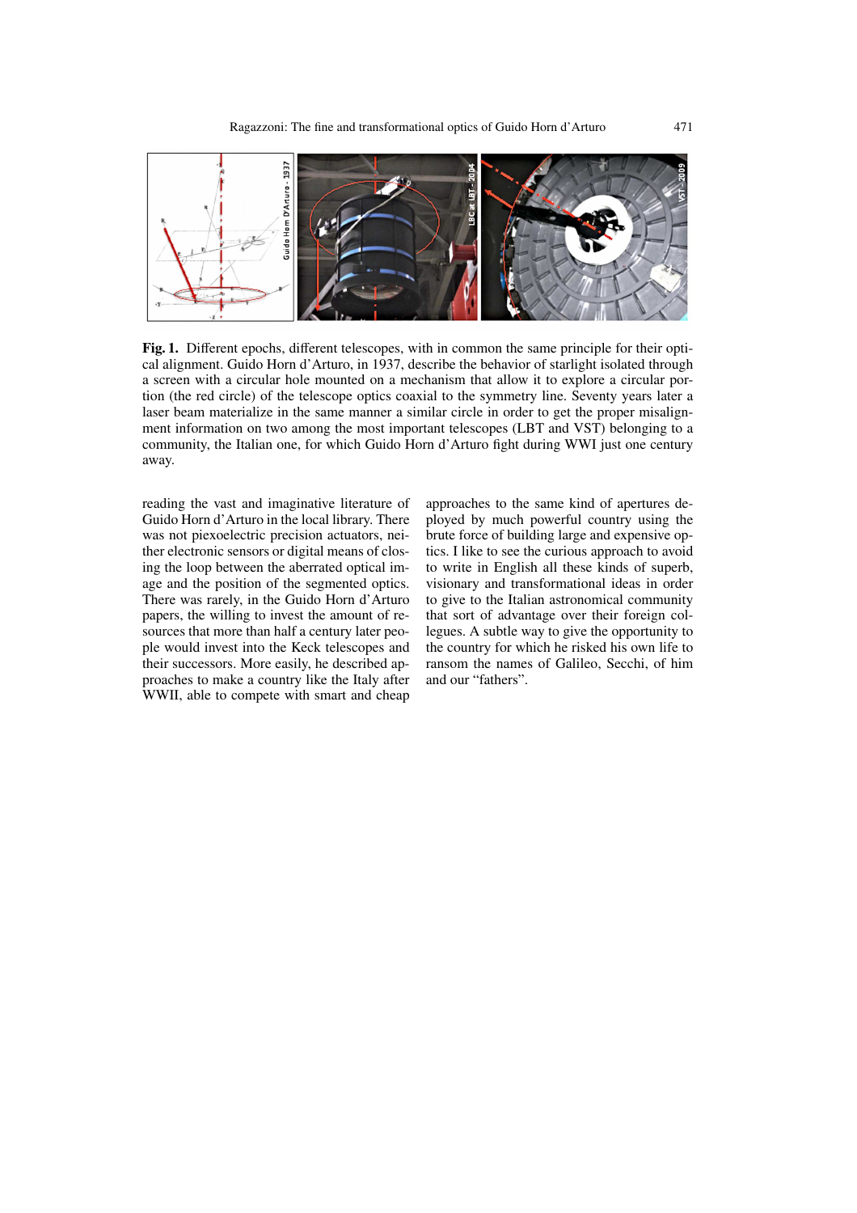**Fig. 1.** Different epochs, different telescopes, with in common the same principle for their optical alignment. Guido Horn d'Arturo, in 1937, describe the behavior of starlight isolated through a screen with a circular hole mounted on a mechanism that allow it to explore a circular portion (the red circle) of the telescope optics coaxial to the symmetry line. Seventy years later a laser beam materialize in the same manner a similar circle in order to get the proper misalignment information on two among the most important telescopes (LBT and VST) belonging to a community, the Italian one, for which Guido Horn d'Arturo fight during WWI just one century away.

reading the vast and imaginative literature of Guido Horn d'Arturo in the local library. There was not piexoelectric precision actuators, neither electronic sensors or digital means of closing the loop between the aberrated optical image and the position of the segmented optics. There was rarely, in the Guido Horn d'Arturo papers, the willing to invest the amount of resources that more than half a century later people would invest into the Keck telescopes and their successors. More easily, he described approaches to make a country like the Italy after WWII, able to compete with smart and cheap approaches to the same kind of apertures deployed by much powerful country using the brute force of building large and expensive optics. I like to see the curious approach to avoid to write in English all these kinds of superb, visionary and transformational ideas in order to give to the Italian astronomical community that sort of advantage over their foreign collegues. A subtle way to give the opportunity to the country for which he risked his own life to ransom the names of Galileo, Secchi, of him and our "fathers".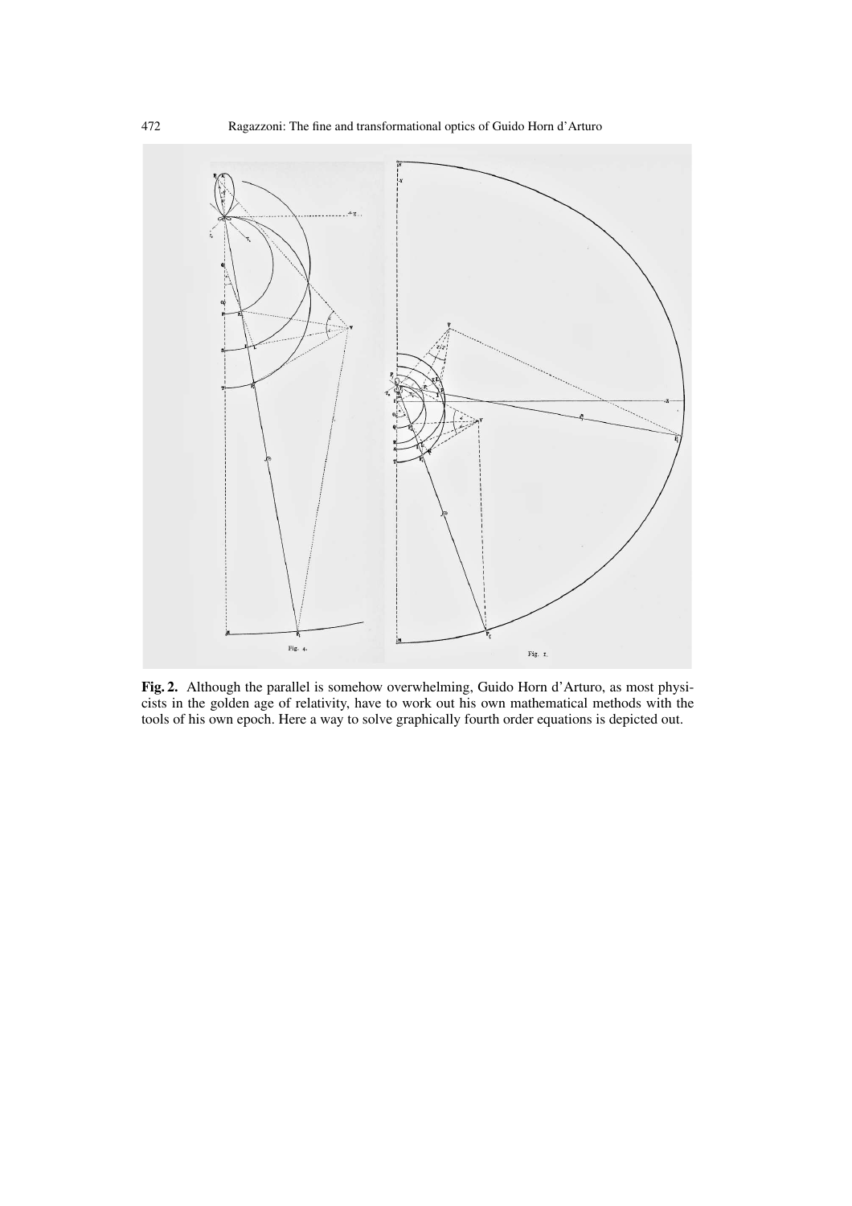Fig. 4.

Fig. 2.

**Fig. 2.** Although the parallel is somehow overwhelming, Guido Horn d'Arturo, as most physicists in the golden age of relativity, have to work out his own mathematical methods with the tools of his own epoch. Here a way to solve graphically fourth order equations is depicted out.